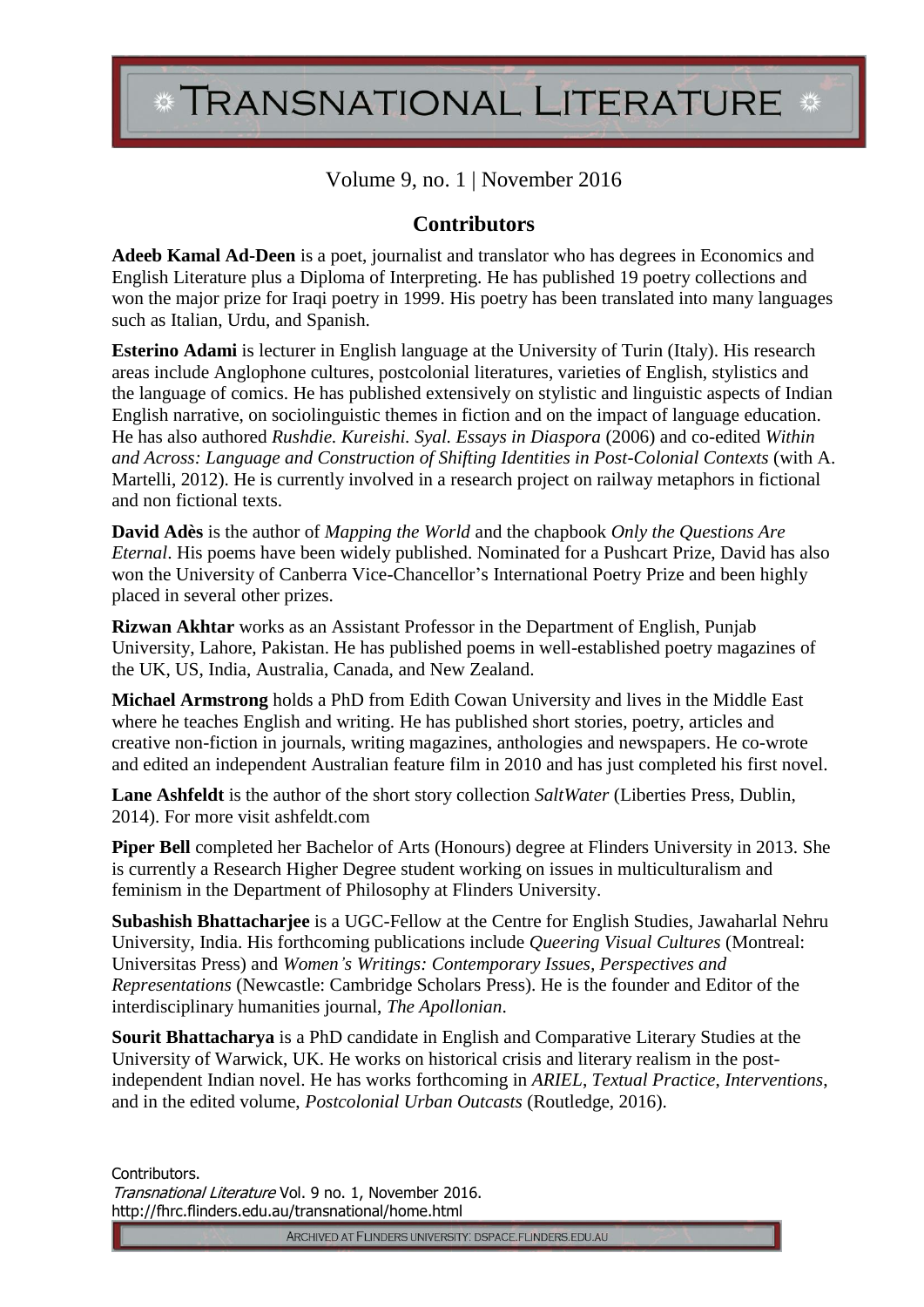# Transnational Literature

Volume 9, no. 1 | November 2016

## Contributors

**Adeeb Kamal Ad-Deen** is a poet, journalist and translator who has degrees in Economics and English Literature plus a Diploma of Interpreting. He has published 19 poetry collections and won the major prize for Iraqi poetry in 1999. His poetry has been translated into many languages such as Italian, Urdu, and Spanish.

**Esterino Adami** is lecturer in English language at the University of Turin (Italy). His research areas include Anglophone cultures, postcolonial literatures, varieties of English, stylistics and the language of comics. He has published extensively on stylistic and linguistic aspects of Indian English narrative, on sociolinguistic themes in fiction and on the impact of language education. He has also authored *Rushdie. Kureishi. Syal. Essays in Diaspora* (2006) and co-edited *Within and Across: Language and Construction of Shifting Identities in Post-Colonial Contexts* (with A. Martelli, 2012). He is currently involved in a research project on railway metaphors in fictional and non fictional texts.

**David Adès** is the author of *Mapping the World* and the chapbook *Only the Questions Are Eternal*. His poems have been widely published. Nominated for a Pushcart Prize, David has also won the University of Canberra Vice-Chancellor's International Poetry Prize and been highly placed in several other prizes.

**Rizwan Akhtar** works as an Assistant Professor in the Department of English, Punjab University, Lahore, Pakistan. He has published poems in well-established poetry magazines of the UK, US, India, Australia, Canada, and New Zealand.

**Michael Armstrong** holds a PhD from Edith Cowan University and lives in the Middle East where he teaches English and writing. He has published short stories, poetry, articles and creative non-fiction in journals, writing magazines, anthologies and newspapers. He co-wrote and edited an independent Australian feature film in 2010 and has just completed his first novel.

**Lane Ashfeldt** is the author of the short story collection *SaltWater* (Liberties Press, Dublin, 2014). For more visit ashfeldt.com

**Piper Bell** completed her Bachelor of Arts (Honours) degree at Flinders University in 2013. She is currently a Research Higher Degree student working on issues in multiculturalism and feminism in the Department of Philosophy at Flinders University.

**Subashish Bhattacharjee** is a UGC-Fellow at the Centre for English Studies, Jawaharlal Nehru University, India. His forthcoming publications include *Queering Visual Cultures* (Montreal: Universitas Press) and *Women's Writings: Contemporary Issues, Perspectives and Representations* (Newcastle: Cambridge Scholars Press). He is the founder and Editor of the interdisciplinary humanities journal, *The Apollonian*.

**Sourit Bhattacharya** is a PhD candidate in English and Comparative Literary Studies at the University of Warwick, UK. He works on historical crisis and literary realism in the post-independent Indian novel. He has works forthcoming in *ARIEL*, *Textual Practice*, *Interventions*, and in the edited volume, *Postcolonial Urban Outcasts* (Routledge, 2016).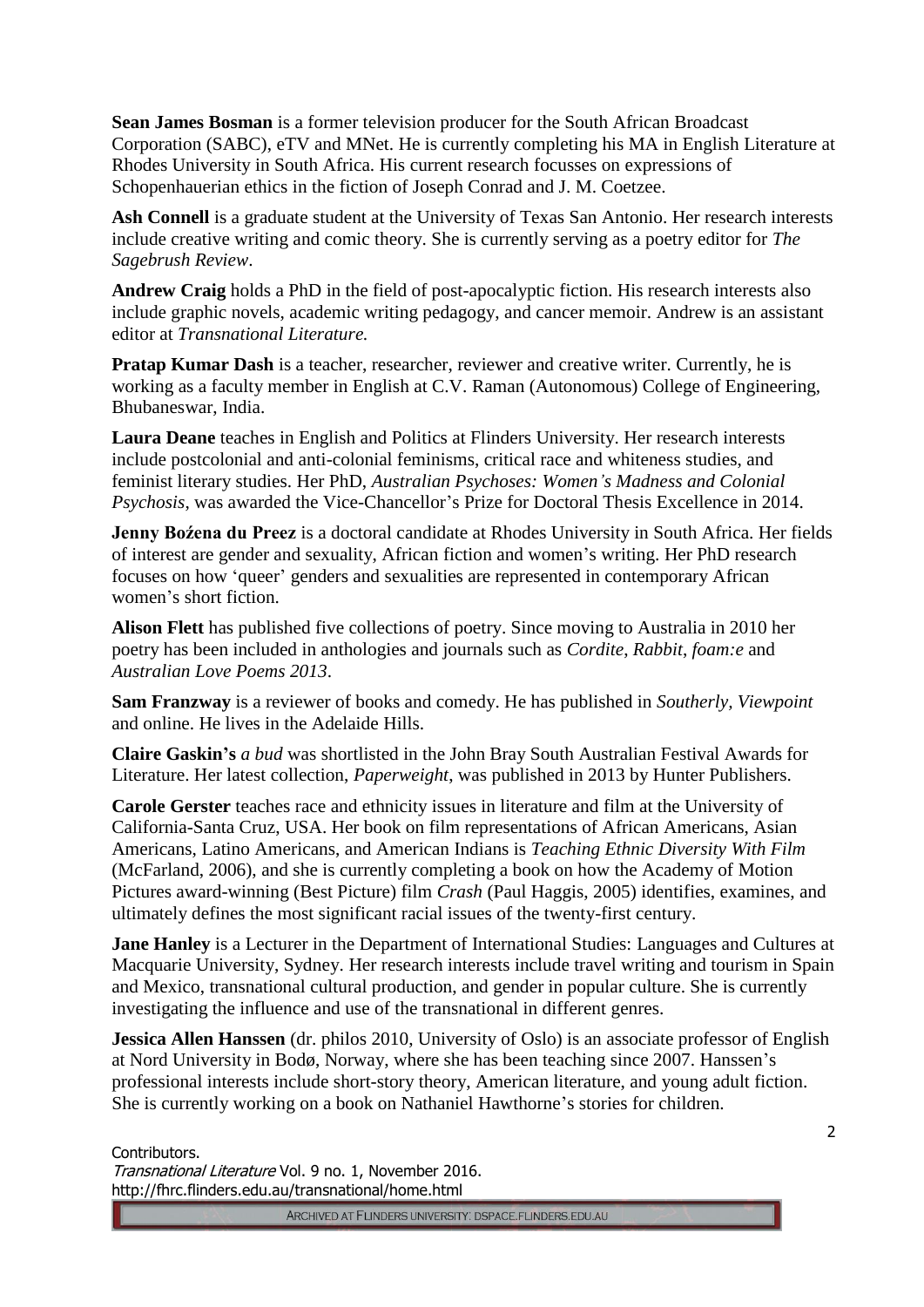**Sean James Bosman** is a former television producer for the South African Broadcast Corporation (SABC), eTV and MNet. He is currently completing his MA in English Literature at Rhodes University in South Africa. His current research focusses on expressions of Schopenhauerian ethics in the fiction of Joseph Conrad and J. M. Coetzee.

**Ash Connell** is a graduate student at the University of Texas San Antonio. Her research interests include creative writing and comic theory. She is currently serving as a poetry editor for *The Sagebrush Review*.

**Andrew Craig** holds a PhD in the field of post-apocalyptic fiction. His research interests also include graphic novels, academic writing pedagogy, and cancer memoir. Andrew is an assistant editor at *Transnational Literature.*

**Pratap Kumar Dash** is a teacher, researcher, reviewer and creative writer. Currently, he is working as a faculty member in English at C.V. Raman (Autonomous) College of Engineering, Bhubaneswar, India.

**Laura Deane** teaches in English and Politics at Flinders University. Her research interests include postcolonial and anti-colonial feminisms, critical race and whiteness studies, and feminist literary studies. Her PhD, *Australian Psychoses: Women's Madness and Colonial Psychosis*, was awarded the Vice-Chancellor's Prize for Doctoral Thesis Excellence in 2014.

**Jenny Boźena du Preez** is a doctoral candidate at Rhodes University in South Africa. Her fields of interest are gender and sexuality, African fiction and women's writing. Her PhD research focuses on how 'queer' genders and sexualities are represented in contemporary African women's short fiction.

**Alison Flett** has published five collections of poetry. Since moving to Australia in 2010 her poetry has been included in anthologies and journals such as *Cordite*, *Rabbit*, *foam:e* and *Australian Love Poems 2013*.

**Sam Franzway** is a reviewer of books and comedy. He has published in *Southerly, Viewpoint* and online. He lives in the Adelaide Hills.

**Claire Gaskin's** *a bud* was shortlisted in the John Bray South Australian Festival Awards for Literature. Her latest collection, *Paperweight*, was published in 2013 by Hunter Publishers.

**Carole Gerster** teaches race and ethnicity issues in literature and film at the University of California-Santa Cruz, USA. Her book on film representations of African Americans, Asian Americans, Latino Americans, and American Indians is *Teaching Ethnic Diversity With Film* (McFarland, 2006), and she is currently completing a book on how the Academy of Motion Pictures award-winning (Best Picture) film *Crash* (Paul Haggis, 2005) identifies, examines, and ultimately defines the most significant racial issues of the twenty-first century.

**Jane Hanley** is a Lecturer in the Department of International Studies: Languages and Cultures at Macquarie University, Sydney. Her research interests include travel writing and tourism in Spain and Mexico, transnational cultural production, and gender in popular culture. She is currently investigating the influence and use of the transnational in different genres.

**Jessica Allen Hanssen** (dr. philos 2010, University of Oslo) is an associate professor of English at Nord University in Bodø, Norway, where she has been teaching since 2007. Hanssen's professional interests include short-story theory, American literature, and young adult fiction. She is currently working on a book on Nathaniel Hawthorne's stories for children.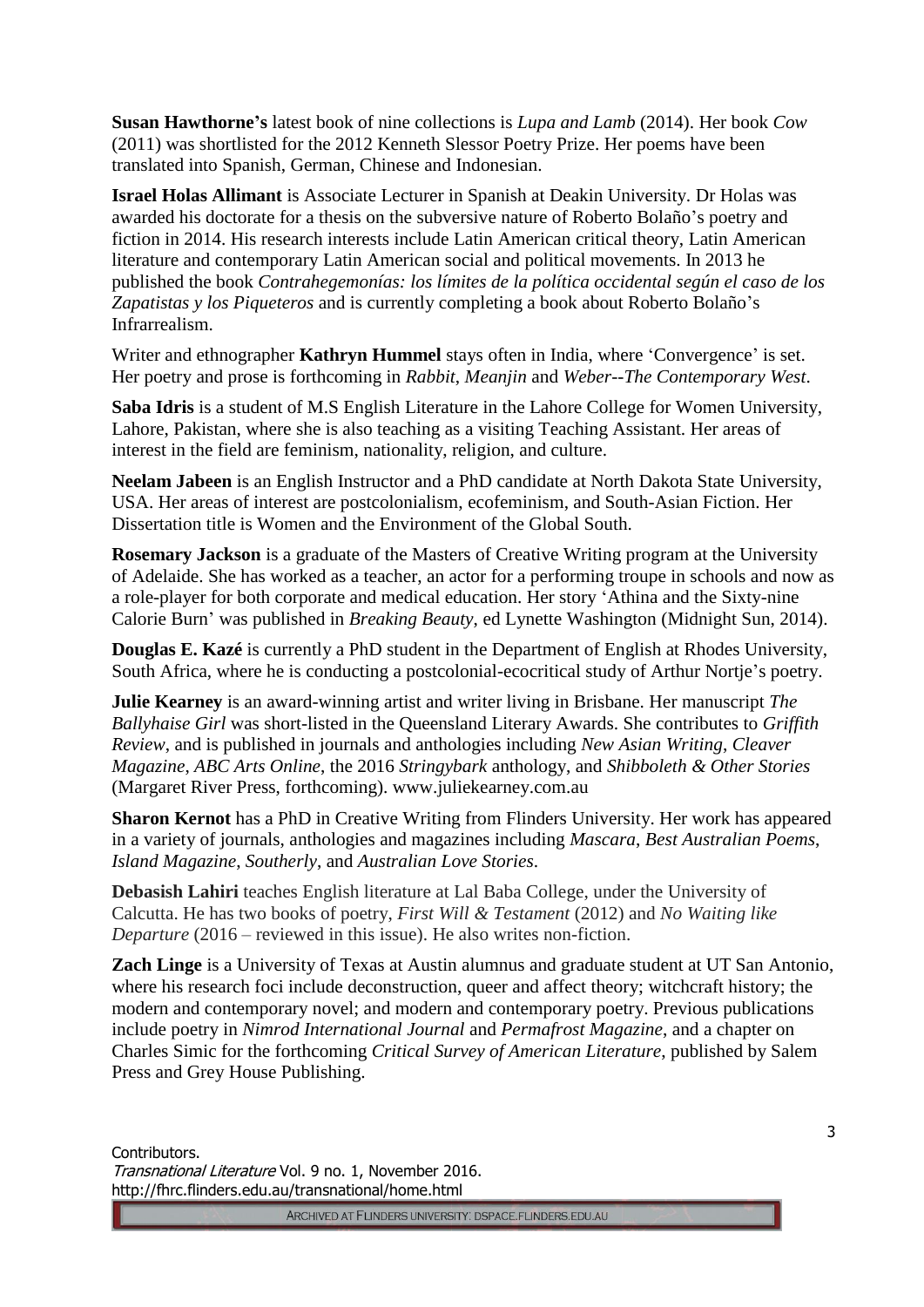**Susan Hawthorne's** latest book of nine collections is *Lupa and Lamb* (2014). Her book *Cow* (2011) was shortlisted for the 2012 Kenneth Slessor Poetry Prize. Her poems have been translated into Spanish, German, Chinese and Indonesian.

**Israel Holas Allimant** is Associate Lecturer in Spanish at Deakin University. Dr Holas was awarded his doctorate for a thesis on the subversive nature of Roberto Bolaño's poetry and fiction in 2014. His research interests include Latin American critical theory, Latin American literature and contemporary Latin American social and political movements. In 2013 he published the book *Contrahegemonías: los límites de la política occidental según el caso de los Zapatistas y los Piqueteros* and is currently completing a book about Roberto Bolaño's Infrarrealism.

Writer and ethnographer **Kathryn Hummel** stays often in India, where 'Convergence' is set. Her poetry and prose is forthcoming in *Rabbit*, *Meanjin* and *Weber--The Contemporary West*.

**Saba Idris** is a student of M.S English Literature in the Lahore College for Women University, Lahore, Pakistan, where she is also teaching as a visiting Teaching Assistant. Her areas of interest in the field are feminism, nationality, religion, and culture.

**Neelam Jabeen** is an English Instructor and a PhD candidate at North Dakota State University, USA. Her areas of interest are postcolonialism, ecofeminism, and South-Asian Fiction. Her Dissertation title is Women and the Environment of the Global South.

**Rosemary Jackson** is a graduate of the Masters of Creative Writing program at the University of Adelaide. She has worked as a teacher, an actor for a performing troupe in schools and now as a role-player for both corporate and medical education. Her story 'Athina and the Sixty-nine Calorie Burn' was published in *Breaking Beauty*, ed Lynette Washington (Midnight Sun, 2014).

**Douglas E. Kazé** is currently a PhD student in the Department of English at Rhodes University, South Africa, where he is conducting a postcolonial-ecocritical study of Arthur Nortje's poetry.

**Julie Kearney** is an award-winning artist and writer living in Brisbane. Her manuscript *The Ballyhaise Girl* was short-listed in the Queensland Literary Awards. She contributes to *Griffith Review*, and is published in journals and anthologies including *New Asian Writing*, *Cleaver Magazine*, *ABC Arts Online*, the 2016 *Stringybark* anthology, and *Shibboleth & Other Stories* (Margaret River Press, forthcoming). www.juliekearney.com.au

**Sharon Kernot** has a PhD in Creative Writing from Flinders University. Her work has appeared in a variety of journals, anthologies and magazines including *Mascara*, *Best Australian Poems*, *Island Magazine*, *Southerly*, and *Australian Love Stories*.

**Debasish Lahiri** teaches English literature at Lal Baba College, under the University of Calcutta. He has two books of poetry, *First Will & Testament* (2012) and *No Waiting like Departure* (2016 – reviewed in this issue). He also writes non-fiction.

**Zach Linge** is a University of Texas at Austin alumnus and graduate student at UT San Antonio, where his research foci include deconstruction, queer and affect theory; witchcraft history; the modern and contemporary novel; and modern and contemporary poetry. Previous publications include poetry in *Nimrod International Journal* and *Permafrost Magazine*, and a chapter on Charles Simic for the forthcoming *Critical Survey of American Literature*, published by Salem Press and Grey House Publishing.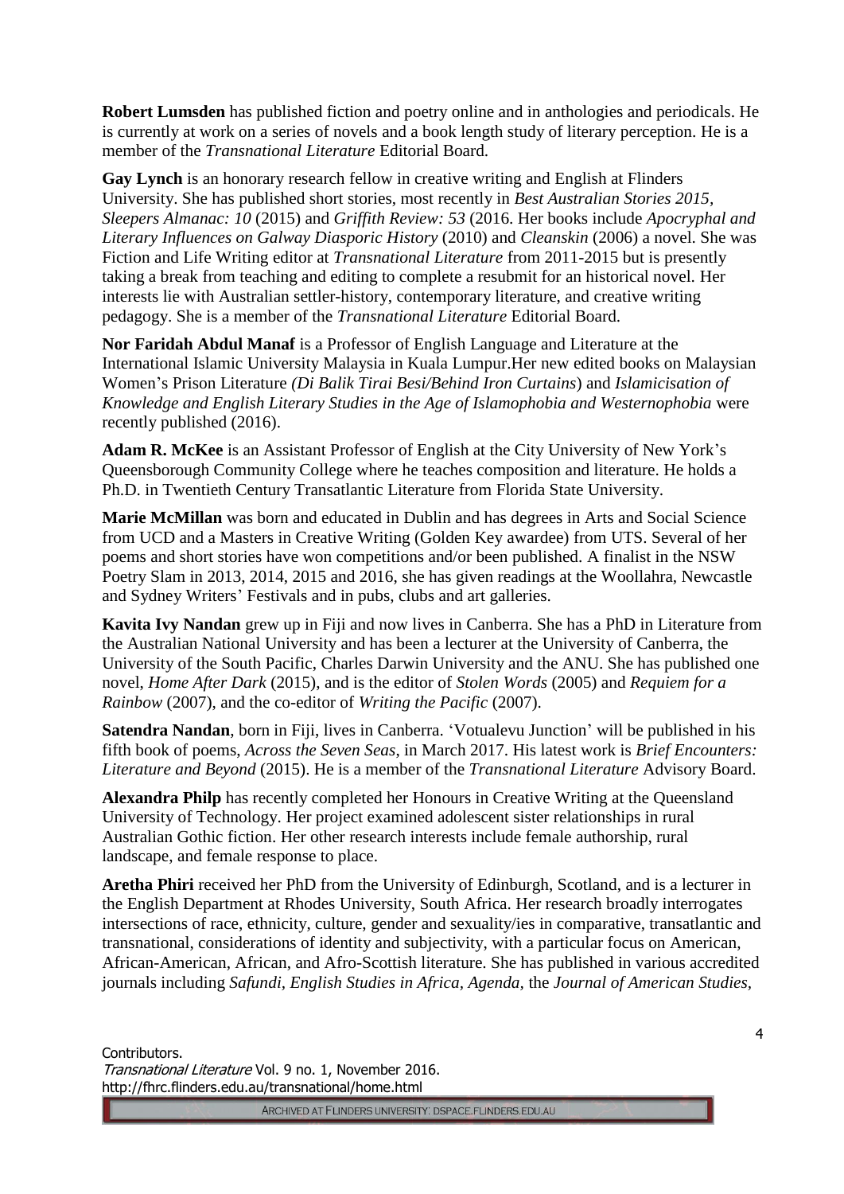**Robert Lumsden** has published fiction and poetry online and in anthologies and periodicals. He is currently at work on a series of novels and a book length study of literary perception. He is a member of the *Transnational Literature* Editorial Board.

**Gay Lynch** is an honorary research fellow in creative writing and English at Flinders University. She has published short stories, most recently in *Best Australian Stories 2015*, *Sleepers Almanac: 10* (2015) and *Griffith Review: 53* (2016. Her books include *Apocryphal and Literary Influences on Galway Diasporic History* (2010) and *Cleanskin* (2006) a novel. She was Fiction and Life Writing editor at *Transnational Literature* from 2011-2015 but is presently taking a break from teaching and editing to complete a resubmit for an historical novel. Her interests lie with Australian settler-history, contemporary literature, and creative writing pedagogy. She is a member of the *Transnational Literature* Editorial Board.

**Nor Faridah Abdul Manaf** is a Professor of English Language and Literature at the International Islamic University Malaysia in Kuala Lumpur.Her new edited books on Malaysian Women's Prison Literature *(Di Balik Tirai Besi/Behind Iron Curtains*) and *Islamicisation of Knowledge and English Literary Studies in the Age of Islamophobia and Westernophobia* were recently published (2016).

**Adam R. McKee** is an Assistant Professor of English at the City University of New York's Queensborough Community College where he teaches composition and literature. He holds a Ph.D. in Twentieth Century Transatlantic Literature from Florida State University.

**Marie McMillan** was born and educated in Dublin and has degrees in Arts and Social Science from UCD and a Masters in Creative Writing (Golden Key awardee) from UTS. Several of her poems and short stories have won competitions and/or been published. A finalist in the NSW Poetry Slam in 2013, 2014, 2015 and 2016, she has given readings at the Woollahra, Newcastle and Sydney Writers' Festivals and in pubs, clubs and art galleries.

**Kavita Ivy Nandan** grew up in Fiji and now lives in Canberra. She has a PhD in Literature from the Australian National University and has been a lecturer at the University of Canberra, the University of the South Pacific, Charles Darwin University and the ANU. She has published one novel, *Home After Dark* (2015), and is the editor of *Stolen Words* (2005) and *Requiem for a Rainbow* (2007), and the co-editor of *Writing the Pacific* (2007).

**Satendra Nandan**, born in Fiji, lives in Canberra. 'Votualevu Junction' will be published in his fifth book of poems, *Across the Seven Seas*, in March 2017. His latest work is *Brief Encounters: Literature and Beyond* (2015). He is a member of the *Transnational Literature* Advisory Board.

**Alexandra Philp** has recently completed her Honours in Creative Writing at the Queensland University of Technology. Her project examined adolescent sister relationships in rural Australian Gothic fiction. Her other research interests include female authorship, rural landscape, and female response to place.

**Aretha Phiri** received her PhD from the University of Edinburgh, Scotland, and is a lecturer in the English Department at Rhodes University, South Africa. Her research broadly interrogates intersections of race, ethnicity, culture, gender and sexuality/ies in comparative, transatlantic and transnational, considerations of identity and subjectivity, with a particular focus on American, African-American, African, and Afro-Scottish literature. She has published in various accredited journals including *Safundi*, *English Studies in Africa*, *Agenda*, the *Journal of American Studies*,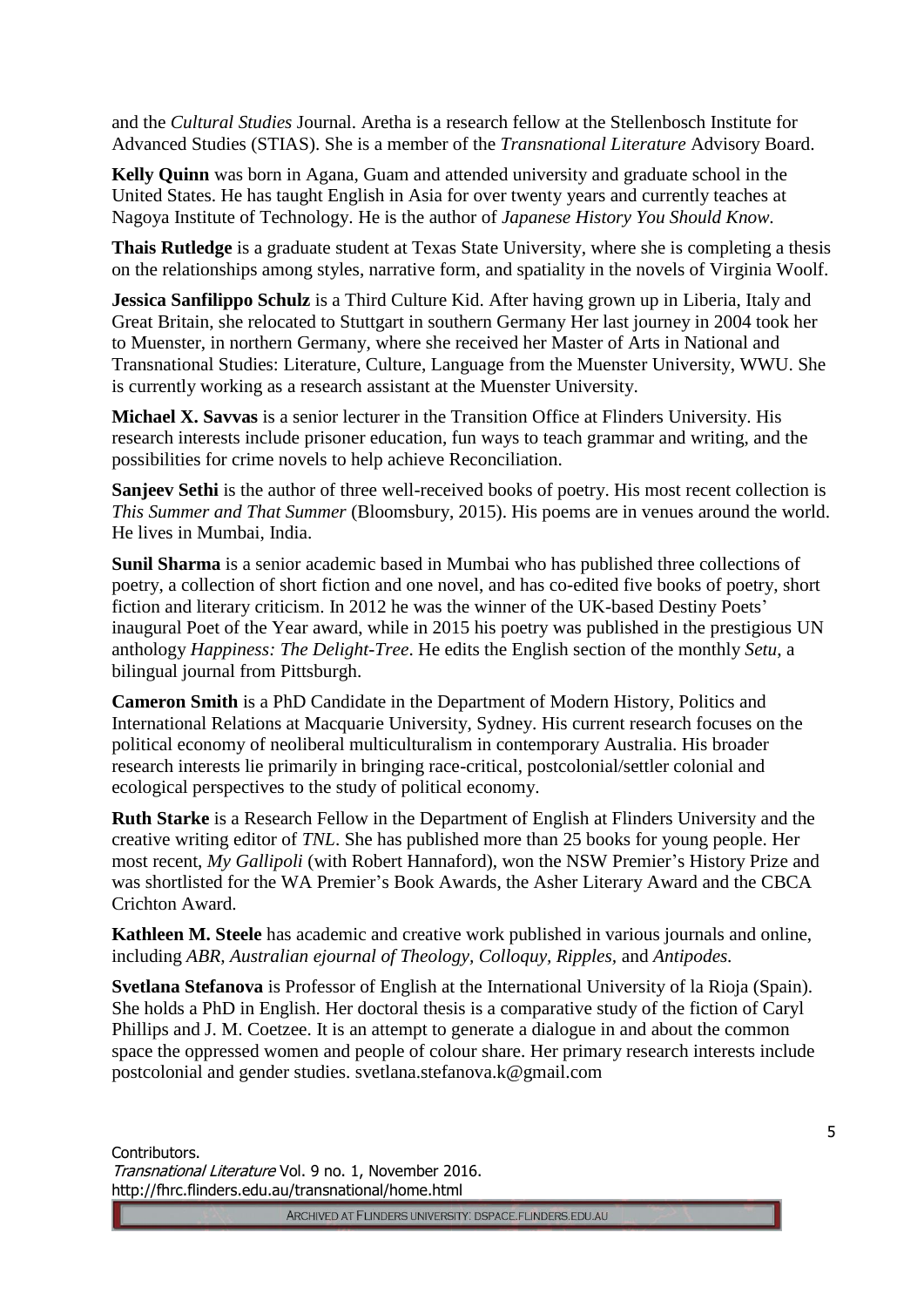and the *Cultural Studies* Journal. Aretha is a research fellow at the Stellenbosch Institute for Advanced Studies (STIAS). She is a member of the *Transnational Literature* Advisory Board.

**Kelly Quinn** was born in Agana, Guam and attended university and graduate school in the United States. He has taught English in Asia for over twenty years and currently teaches at Nagoya Institute of Technology. He is the author of *Japanese History You Should Know*.

**Thais Rutledge** is a graduate student at Texas State University, where she is completing a thesis on the relationships among styles, narrative form, and spatiality in the novels of Virginia Woolf.

**Jessica Sanfilippo Schulz** is a Third Culture Kid. After having grown up in Liberia, Italy and Great Britain, she relocated to Stuttgart in southern Germany Her last journey in 2004 took her to Muenster, in northern Germany, where she received her Master of Arts in National and Transnational Studies: Literature, Culture, Language from the Muenster University, WWU. She is currently working as a research assistant at the Muenster University.

**Michael X. Savvas** is a senior lecturer in the Transition Office at Flinders University. His research interests include prisoner education, fun ways to teach grammar and writing, and the possibilities for crime novels to help achieve Reconciliation.

**Sanjeev Sethi** is the author of three well-received books of poetry. His most recent collection is *This Summer and That Summer* (Bloomsbury, 2015). His poems are in venues around the world. He lives in Mumbai, India.

**Sunil Sharma** is a senior academic based in Mumbai who has published three collections of poetry, a collection of short fiction and one novel, and has co-edited five books of poetry, short fiction and literary criticism. In 2012 he was the winner of the UK-based Destiny Poets' inaugural Poet of the Year award, while in 2015 his poetry was published in the prestigious UN anthology *Happiness: The Delight-Tree*. He edits the English section of the monthly *Setu*, a bilingual journal from Pittsburgh.

**Cameron Smith** is a PhD Candidate in the Department of Modern History, Politics and International Relations at Macquarie University, Sydney. His current research focuses on the political economy of neoliberal multiculturalism in contemporary Australia. His broader research interests lie primarily in bringing race-critical, postcolonial/settler colonial and ecological perspectives to the study of political economy.

**Ruth Starke** is a Research Fellow in the Department of English at Flinders University and the creative writing editor of *TNL*. She has published more than 25 books for young people. Her most recent, *My Gallipoli* (with Robert Hannaford), won the NSW Premier's History Prize and was shortlisted for the WA Premier's Book Awards, the Asher Literary Award and the CBCA Crichton Award.

**Kathleen M. Steele** has academic and creative work published in various journals and online, including *ABR*, *Australian ejournal of Theology*, *Colloquy*, *Ripples*, and *Antipodes*.

**Svetlana Stefanova** is Professor of English at the International University of la Rioja (Spain). She holds a PhD in English. Her doctoral thesis is a comparative study of the fiction of Caryl Phillips and J. M. Coetzee. It is an attempt to generate a dialogue in and about the common space the oppressed women and people of colour share. Her primary research interests include postcolonial and gender studies. svetlana.stefanova.k@gmail.com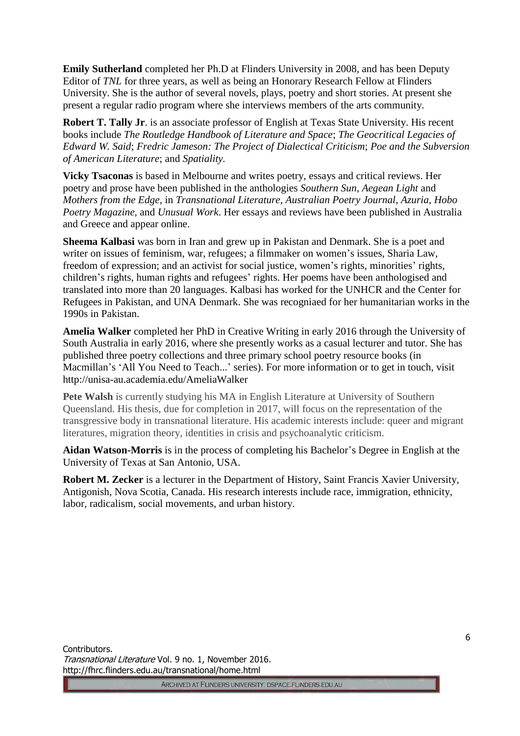**Emily Sutherland** completed her Ph.D at Flinders University in 2008, and has been Deputy Editor of *TNL* for three years, as well as being an Honorary Research Fellow at Flinders University. She is the author of several novels, plays, poetry and short stories. At present she present a regular radio program where she interviews members of the arts community.

**Robert T. Tally Jr**. is an associate professor of English at Texas State University. His recent books include *The Routledge Handbook of Literature and Space*; *The Geocritical Legacies of Edward W. Said*; *Fredric Jameson: The Project of Dialectical Criticism*; *Poe and the Subversion of American Literature*; and *Spatiality*.

**Vicky Tsaconas** is based in Melbourne and writes poetry, essays and critical reviews. Her poetry and prose have been published in the anthologies *Southern Sun, Aegean Light* and *Mothers from the Edge*, in *Transnational Literature*, *Australian Poetry Journal*, *Azuria*, *Hobo Poetry Magazine*, and *Unusual Work*. Her essays and reviews have been published in Australia and Greece and appear online.

**Sheema Kalbasi** was born in Iran and grew up in Pakistan and Denmark. She is a poet and writer on issues of feminism, war, refugees; a filmmaker on women's issues, Sharia Law, freedom of expression; and an activist for social justice, women's rights, minorities' rights, children's rights, human rights and refugees' rights. Her poems have been anthologised and translated into more than 20 languages. Kalbasi has worked for the UNHCR and the Center for Refugees in Pakistan, and UNA Denmark. She was recogniaed for her humanitarian works in the 1990s in Pakistan.

**Amelia Walker** completed her PhD in Creative Writing in early 2016 through the University of South Australia in early 2016, where she presently works as a casual lecturer and tutor. She has published three poetry collections and three primary school poetry resource books (in Macmillan's 'All You Need to Teach...' series). For more information or to get in touch, visit http://unisa-au.academia.edu/AmeliaWalker

**Pete Walsh** is currently studying his MA in English Literature at University of Southern Queensland. His thesis, due for completion in 2017, will focus on the representation of the transgressive body in transnational literature. His academic interests include: queer and migrant literatures, migration theory, identities in crisis and psychoanalytic criticism.

**Aidan Watson-Morris** is in the process of completing his Bachelor's Degree in English at the University of Texas at San Antonio, USA.

**Robert M. Zecker** is a lecturer in the Department of History, Saint Francis Xavier University, Antigonish, Nova Scotia, Canada. His research interests include race, immigration, ethnicity, labor, radicalism, social movements, and urban history.